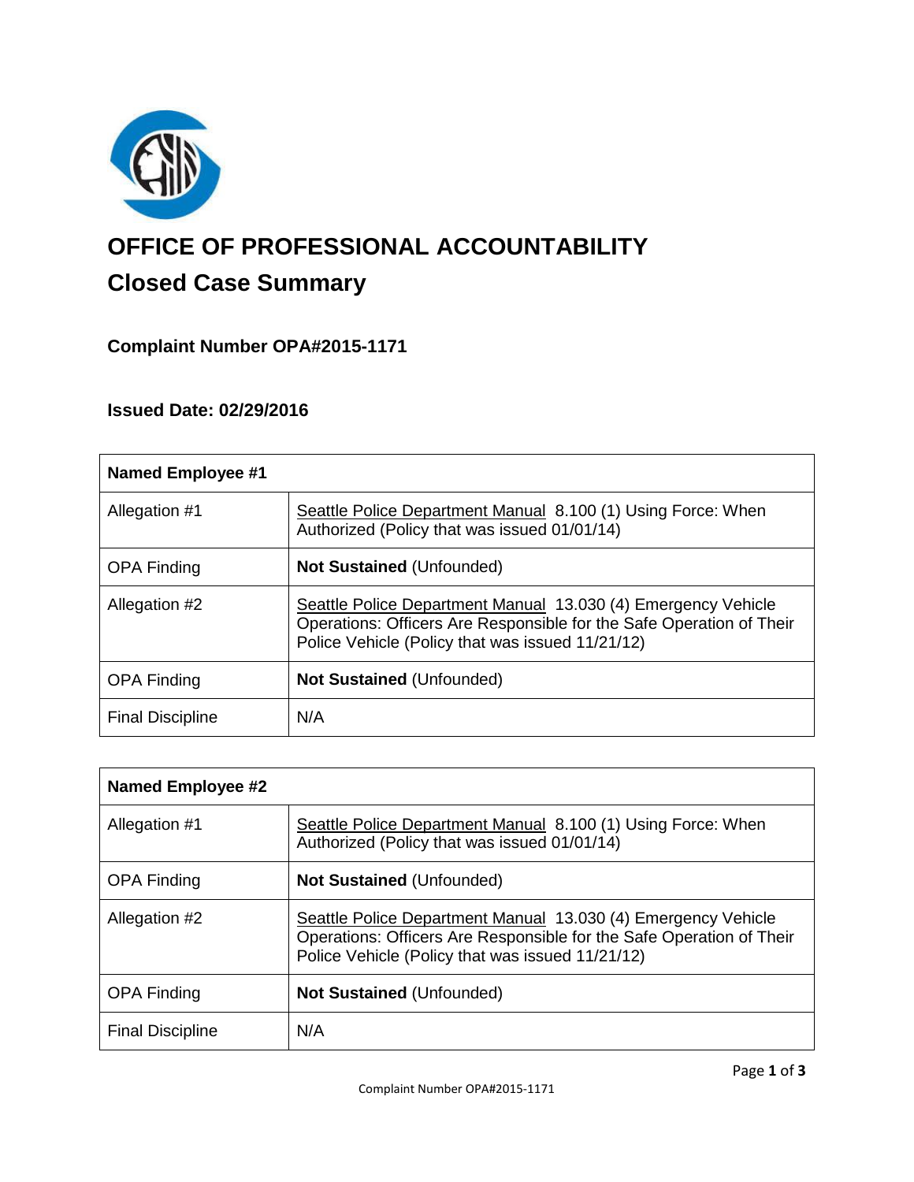# OFFICE OF PROFESSIONAL ACCOUNTABILITY

## Closed Case Summary

### Complaint Number OPA#2015-1171

### Issued Date: 02/29/2016

| **Named Employee #1** | |
|---|---|
| Allegation #1 | Seattle Police Department Manual 8.100 (1) Using Force: When Authorized (Policy that was issued 01/01/14) |
| OPA Finding | **Not Sustained** (Unfounded) |
| Allegation #2 | Seattle Police Department Manual 13.030 (4) Emergency Vehicle Operations: Officers Are Responsible for the Safe Operation of Their Police Vehicle (Policy that was issued 11/21/12) |
| OPA Finding | **Not Sustained** (Unfounded) |
| Final Discipline | N/A |

| **Named Employee #2** | |
|---|---|
| Allegation #1 | Seattle Police Department Manual 8.100 (1) Using Force: When Authorized (Policy that was issued 01/01/14) |
| OPA Finding | **Not Sustained** (Unfounded) |
| Allegation #2 | Seattle Police Department Manual 13.030 (4) Emergency Vehicle Operations: Officers Are Responsible for the Safe Operation of Their Police Vehicle (Policy that was issued 11/21/12) |
| OPA Finding | **Not Sustained** (Unfounded) |
| Final Discipline | N/A |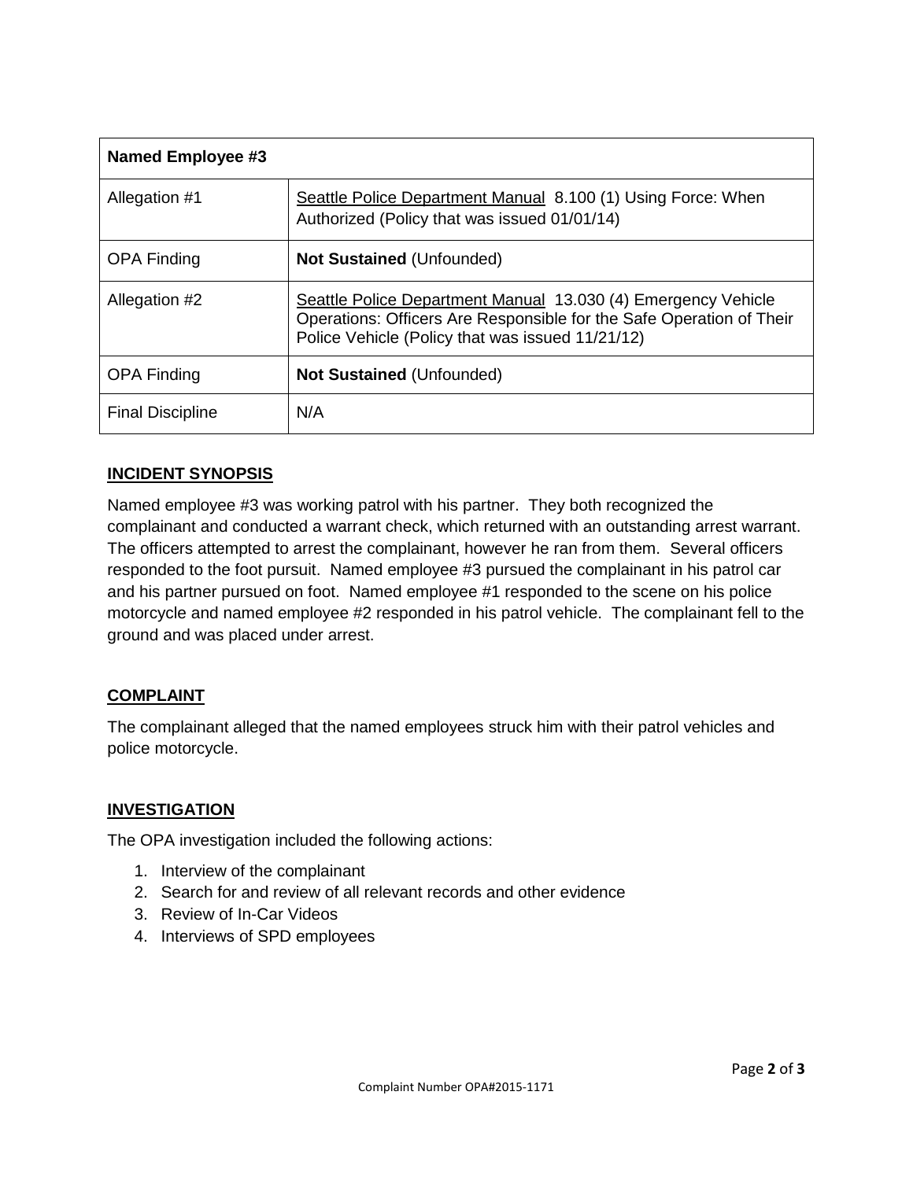| Named Employee #3 | |
|---|---|
| Allegation #1 | Seattle Police Department Manual 8.100 (1) Using Force: When Authorized (Policy that was issued 01/01/14) |
| OPA Finding | **Not Sustained** (Unfounded) |
| Allegation #2 | Seattle Police Department Manual 13.030 (4) Emergency Vehicle Operations: Officers Are Responsible for the Safe Operation of Their Police Vehicle (Policy that was issued 11/21/12) |
| OPA Finding | **Not Sustained** (Unfounded) |
| Final Discipline | N/A |

## INCIDENT SYNOPSIS

Named employee #3 was working patrol with his partner. They both recognized the complainant and conducted a warrant check, which returned with an outstanding arrest warrant. The officers attempted to arrest the complainant, however he ran from them. Several officers responded to the foot pursuit. Named employee #3 pursued the complainant in his patrol car and his partner pursued on foot. Named employee #1 responded to the scene on his police motorcycle and named employee #2 responded in his patrol vehicle. The complainant fell to the ground and was placed under arrest.

## COMPLAINT

The complainant alleged that the named employees struck him with their patrol vehicles and police motorcycle.

## INVESTIGATION

The OPA investigation included the following actions:

1. Interview of the complainant
2. Search for and review of all relevant records and other evidence
3. Review of In-Car Videos
4. Interviews of SPD employees

Complaint Number OPA#2015-1171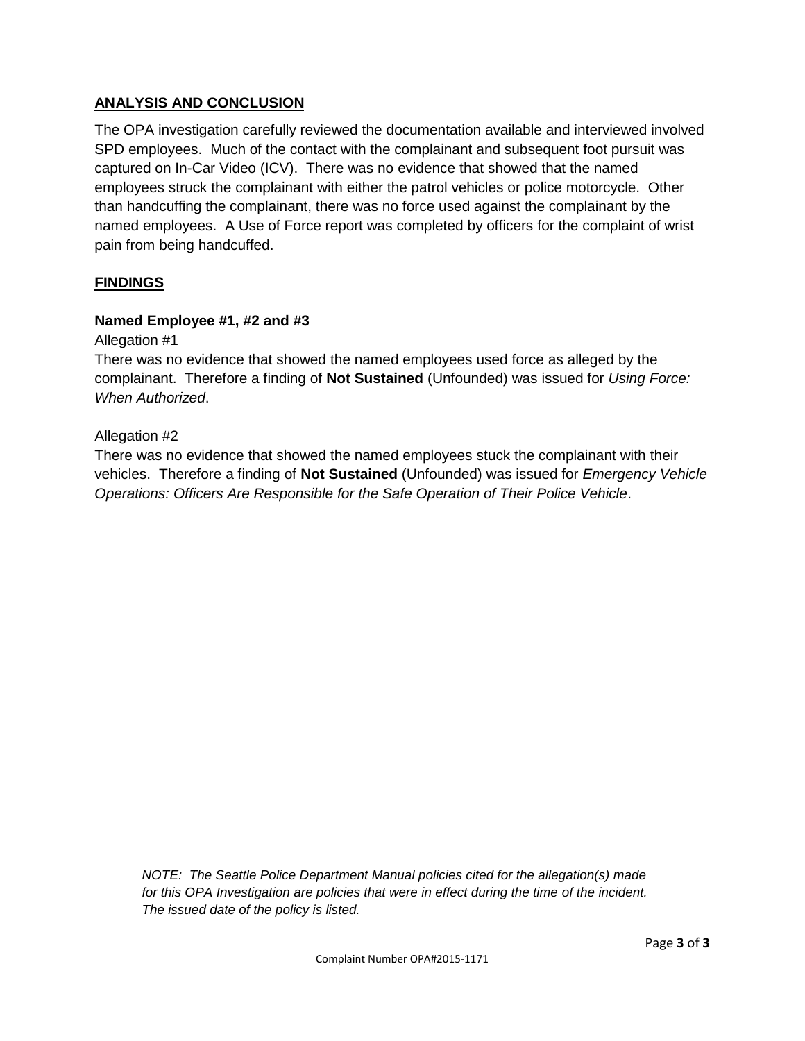## ANALYSIS AND CONCLUSION

The OPA investigation carefully reviewed the documentation available and interviewed involved SPD employees. Much of the contact with the complainant and subsequent foot pursuit was captured on In-Car Video (ICV). There was no evidence that showed that the named employees struck the complainant with either the patrol vehicles or police motorcycle. Other than handcuffing the complainant, there was no force used against the complainant by the named employees. A Use of Force report was completed by officers for the complaint of wrist pain from being handcuffed.

## FINDINGS

**Named Employee #1, #2 and #3**

Allegation #1

There was no evidence that showed the named employees used force as alleged by the complainant. Therefore a finding of **Not Sustained** (Unfounded) was issued for *Using Force: When Authorized*.

Allegation #2

There was no evidence that showed the named employees stuck the complainant with their vehicles. Therefore a finding of **Not Sustained** (Unfounded) was issued for *Emergency Vehicle Operations: Officers Are Responsible for the Safe Operation of Their Police Vehicle*.

*NOTE: The Seattle Police Department Manual policies cited for the allegation(s) made for this OPA Investigation are policies that were in effect during the time of the incident. The issued date of the policy is listed.*

Complaint Number OPA#2015-1171